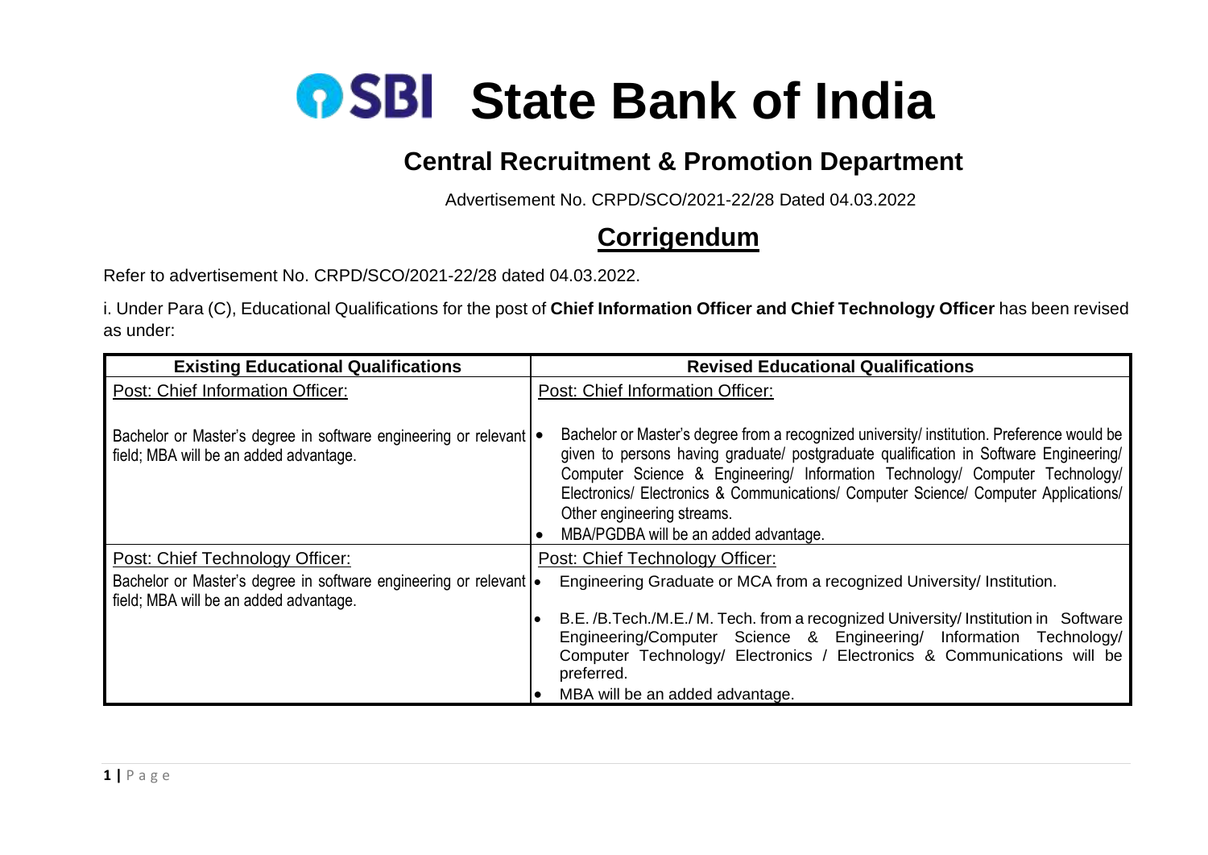# State Bank of India

## Central Recruitment & Promotion Department

Advertisement No. CRPD/SCO/2021-22/28 Dated 04.03.2022

## Corrigendum

Refer to advertisement No. CRPD/SCO/2021-22/28 dated 04.03.2022.

i. Under Para (C), Educational Qualifications for the post of **Chief Information Officer and Chief Technology Officer** has been revised as under:

| Existing Educational Qualifications | Revised Educational Qualifications |
|---|---|
| Post: Chief Information Officer:<br><br>Bachelor or Master's degree in software engineering or relevant field; MBA will be an added advantage. | Post: Chief Information Officer:<br><br>• Bachelor or Master's degree from a recognized university/ institution. Preference would be given to persons having graduate/ postgraduate qualification in Software Engineering/ Computer Science & Engineering/ Information Technology/ Computer Technology/ Electronics/ Electronics & Communications/ Computer Science/ Computer Applications/ Other engineering streams.<br>• MBA/PGDBA will be an added advantage. |
| Post: Chief Technology Officer:<br>Bachelor or Master's degree in software engineering or relevant field; MBA will be an added advantage. | Post: Chief Technology Officer:<br>• Engineering Graduate or MCA from a recognized University/ Institution.<br>• B.E. /B.Tech./M.E./ M. Tech. from a recognized University/ Institution in Software Engineering/Computer Science & Engineering/ Information Technology/ Computer Technology/ Electronics / Electronics & Communications will be preferred.<br>• MBA will be an added advantage. |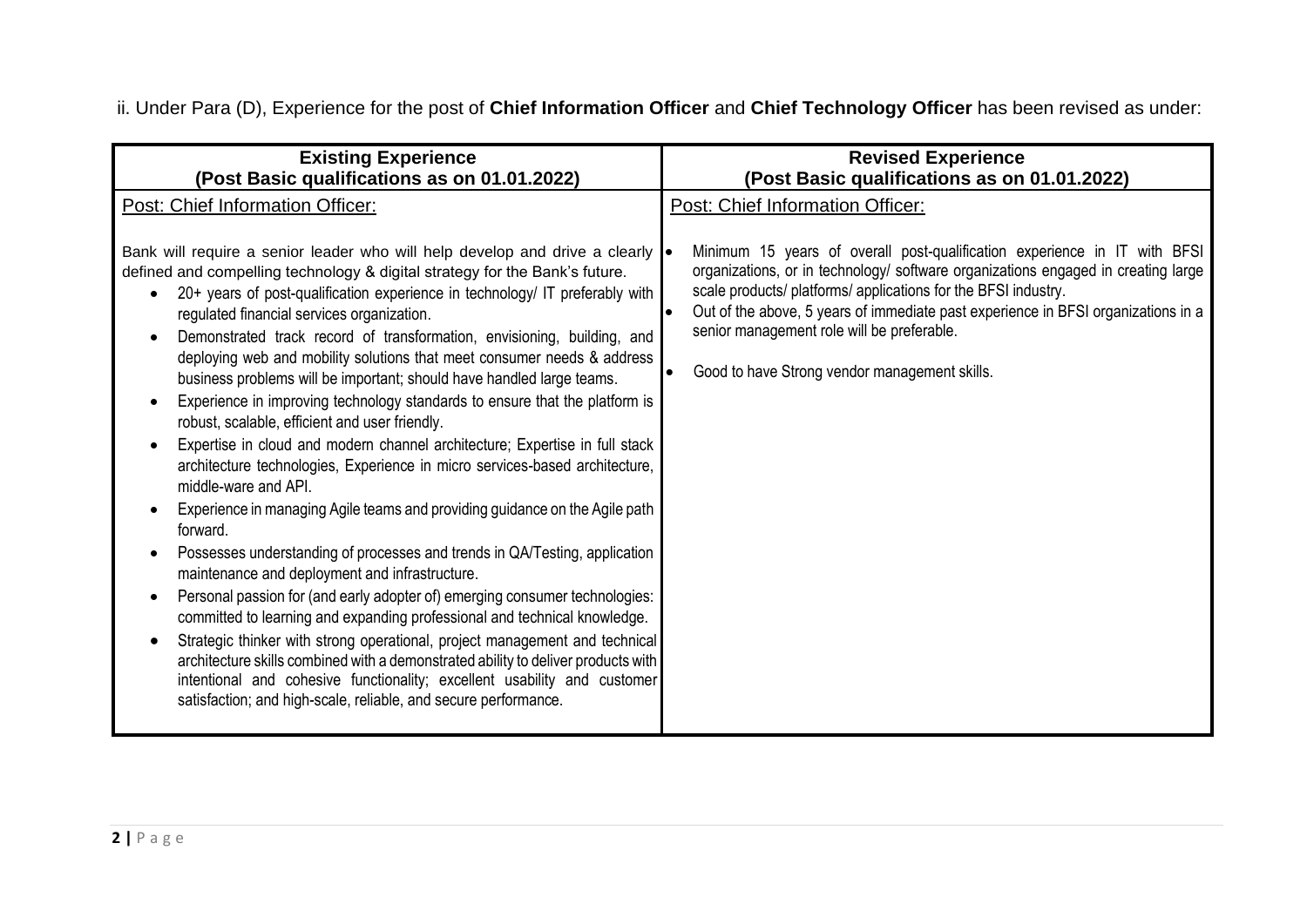ii. Under Para (D), Experience for the post of **Chief Information Officer** and **Chief Technology Officer** has been revised as under:

| **Existing Experience (Post Basic qualifications as on 01.01.2022)** | **Revised Experience (Post Basic qualifications as on 01.01.2022)** |
|---|---|
| Post: Chief Information Officer:<br><br>Bank will require a senior leader who will help develop and drive a clearly defined and compelling technology & digital strategy for the Bank's future.<br>• 20+ years of post-qualification experience in technology/ IT preferably with regulated financial services organization.<br>• Demonstrated track record of transformation, envisioning, building, and deploying web and mobility solutions that meet consumer needs & address business problems will be important; should have handled large teams.<br>• Experience in improving technology standards to ensure that the platform is robust, scalable, efficient and user friendly.<br>• Expertise in cloud and modern channel architecture; Expertise in full stack architecture technologies, Experience in micro services-based architecture, middle-ware and API.<br>• Experience in managing Agile teams and providing guidance on the Agile path forward.<br>• Possesses understanding of processes and trends in QA/Testing, application maintenance and deployment and infrastructure.<br>• Personal passion for (and early adopter of) emerging consumer technologies: committed to learning and expanding professional and technical knowledge.<br>• Strategic thinker with strong operational, project management and technical architecture skills combined with a demonstrated ability to deliver products with intentional and cohesive functionality; excellent usability and customer satisfaction; and high-scale, reliable, and secure performance. | Post: Chief Information Officer:<br><br>• Minimum 15 years of overall post-qualification experience in IT with BFSI organizations, or in technology/ software organizations engaged in creating large scale products/ platforms/ applications for the BFSI industry.<br>• Out of the above, 5 years of immediate past experience in BFSI organizations in a senior management role will be preferable.<br><br>• Good to have Strong vendor management skills. |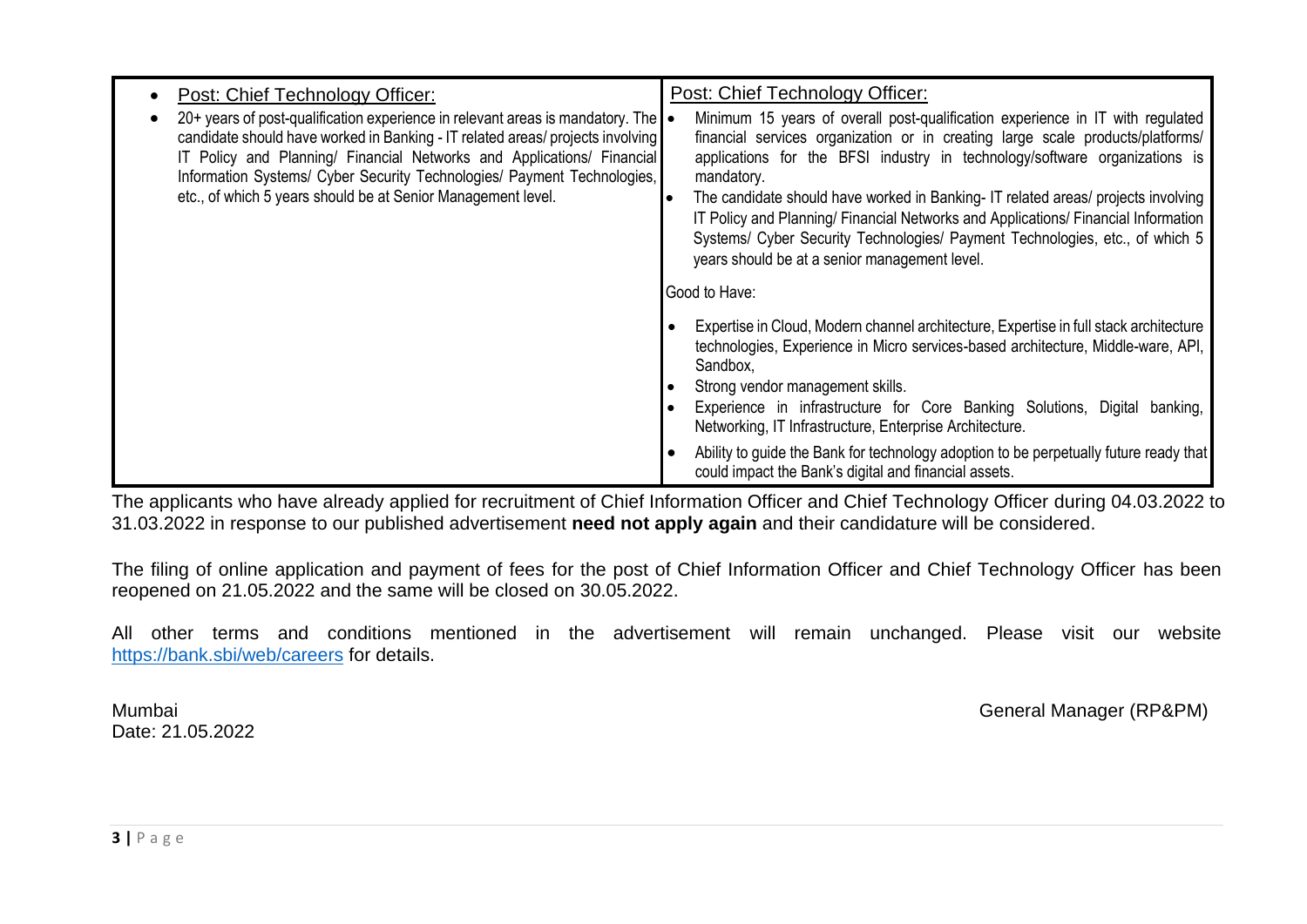| | |
|---|---|
| • <u>Post: Chief Technology Officer:</u><br>• 20+ years of post-qualification experience in relevant areas is mandatory. The candidate should have worked in Banking - IT related areas/ projects involving IT Policy and Planning/ Financial Networks and Applications/ Financial Information Systems/ Cyber Security Technologies/ Payment Technologies, etc., of which 5 years should be at Senior Management level. | <u>Post: Chief Technology Officer:</u><br>• Minimum 15 years of overall post-qualification experience in IT with regulated financial services organization or in creating large scale products/platforms/ applications for the BFSI industry in technology/software organizations is mandatory.<br>• The candidate should have worked in Banking- IT related areas/ projects involving IT Policy and Planning/ Financial Networks and Applications/ Financial Information Systems/ Cyber Security Technologies/ Payment Technologies, etc., of which 5 years should be at a senior management level.<br><br>Good to Have:<br><br>• Expertise in Cloud, Modern channel architecture, Expertise in full stack architecture technologies, Experience in Micro services-based architecture, Middle-ware, API, Sandbox,<br>• Strong vendor management skills.<br>• Experience in infrastructure for Core Banking Solutions, Digital banking, Networking, IT Infrastructure, Enterprise Architecture.<br>• Ability to guide the Bank for technology adoption to be perpetually future ready that could impact the Bank's digital and financial assets. |

The applicants who have already applied for recruitment of Chief Information Officer and Chief Technology Officer during 04.03.2022 to 31.03.2022 in response to our published advertisement **need not apply again** and their candidature will be considered.

The filing of online application and payment of fees for the post of Chief Information Officer and Chief Technology Officer has been reopened on 21.05.2022 and the same will be closed on 30.05.2022.

All other terms and conditions mentioned in the advertisement will remain unchanged. Please visit our website https://bank.sbi/web/careers for details.

Mumbai
Date: 21.05.2022

General Manager (RP&PM)